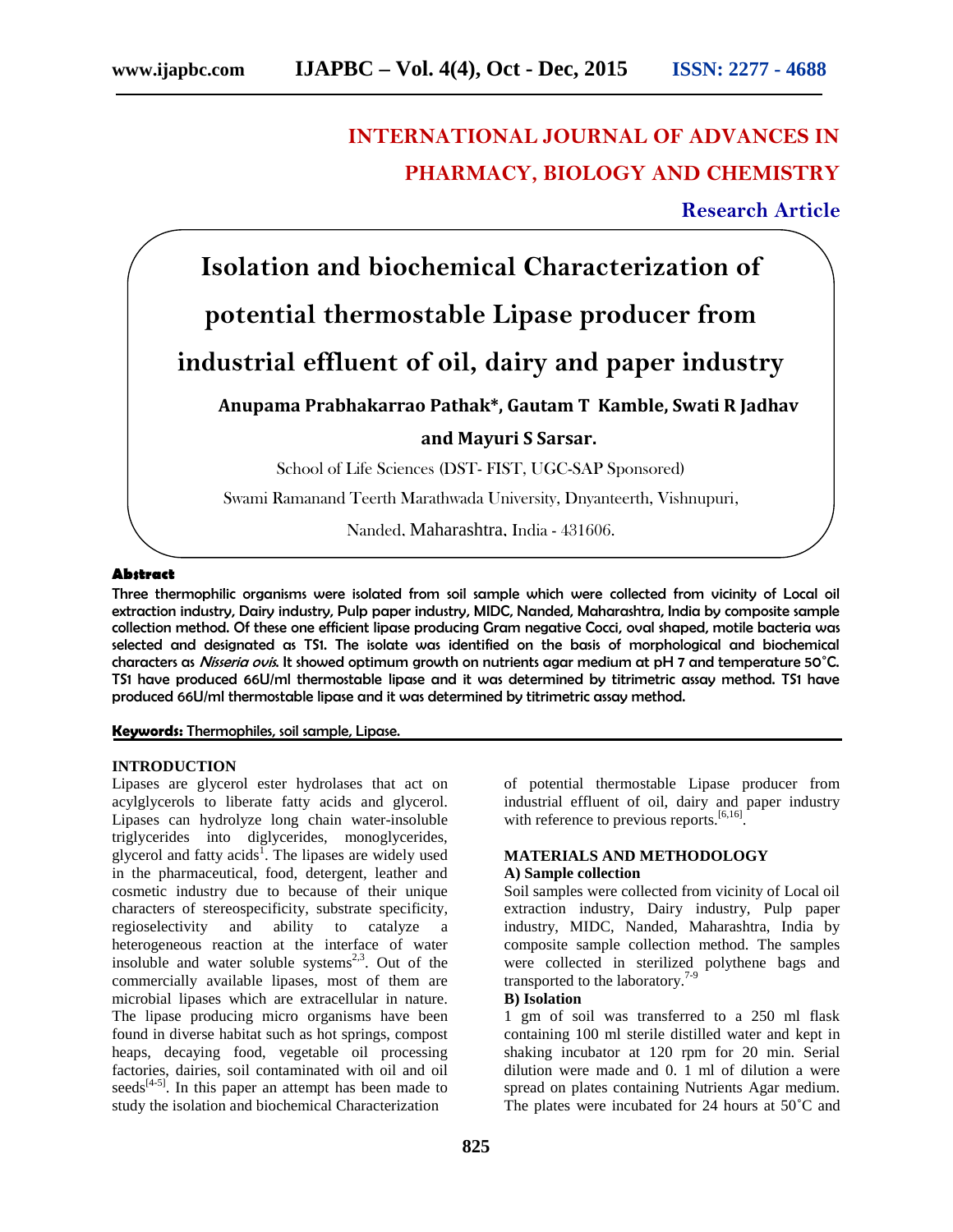# INTERNATIONAL JOURNAL OF ADVANCES IN PHARMACY, BIOLOGY AND CHEMISTRY

**Research Article**

# Isolation and biochemical Characterization of potential thermostable Lipase producer from industrial effluent of oil, dairy and paper industry

**Anupama Prabhakarrao Pathak*, Gautam T Kamble, Swati R Jadhav and Mayuri S Sarsar.**

School of Life Sciences (DST- FIST, UGC-SAP Sponsored)

Swami Ramanand Teerth Marathwada University, Dnyanteerth, Vishnupuri,

Nanded, Maharashtra, India - 431606.

## Abstract

Three thermophilic organisms were isolated from soil sample which were collected from vicinity of Local oil extraction industry, Dairy industry, Pulp paper industry, MIDC, Nanded, Maharashtra, India by composite sample collection method. Of these one efficient lipase producing Gram negative Cocci, oval shaped, motile bacteria was selected and designated as TS1. The isolate was identified on the basis of morphological and biochemical characters as *Nisseria ovis*. It showed optimum growth on nutrients agar medium at pH 7 and temperature 50˚C. TS1 have produced 66U/ml thermostable lipase and it was determined by titrimetric assay method. TS1 have produced 66U/ml thermostable lipase and it was determined by titrimetric assay method.

**Keywords:** Thermophiles, soil sample, Lipase.

## INTRODUCTION

Lipases are glycerol ester hydrolases that act on acylglycerols to liberate fatty acids and glycerol. Lipases can hydrolyze long chain water-insoluble triglycerides into diglycerides, monoglycerides, glycerol and fatty acids[1]. The lipases are widely used in the pharmaceutical, food, detergent, leather and cosmetic industry due to because of their unique characters of stereospecificity, substrate specificity, regioselectivity and ability to catalyze a heterogeneous reaction at the interface of water insoluble and water soluble systems[2,3]. Out of the commercially available lipases, most of them are microbial lipases which are extracellular in nature. The lipase producing micro organisms have been found in diverse habitat such as hot springs, compost heaps, decaying food, vegetable oil processing factories, dairies, soil contaminated with oil and oil seeds[4-5]. In this paper an attempt has been made to study the isolation and biochemical Characterization of potential thermostable Lipase producer from industrial effluent of oil, dairy and paper industry with reference to previous reports.[6,16].

## MATERIALS AND METHODOLOGY

### A) Sample collection

Soil samples were collected from vicinity of Local oil extraction industry, Dairy industry, Pulp paper industry, MIDC, Nanded, Maharashtra, India by composite sample collection method. The samples were collected in sterilized polythene bags and transported to the laboratory.[7-9]

### B) Isolation

1 gm of soil was transferred to a 250 ml flask containing 100 ml sterile distilled water and kept in shaking incubator at 120 rpm for 20 min. Serial dilution were made and 0. 1 ml of dilution a were spread on plates containing Nutrients Agar medium. The plates were incubated for 24 hours at 50˚C and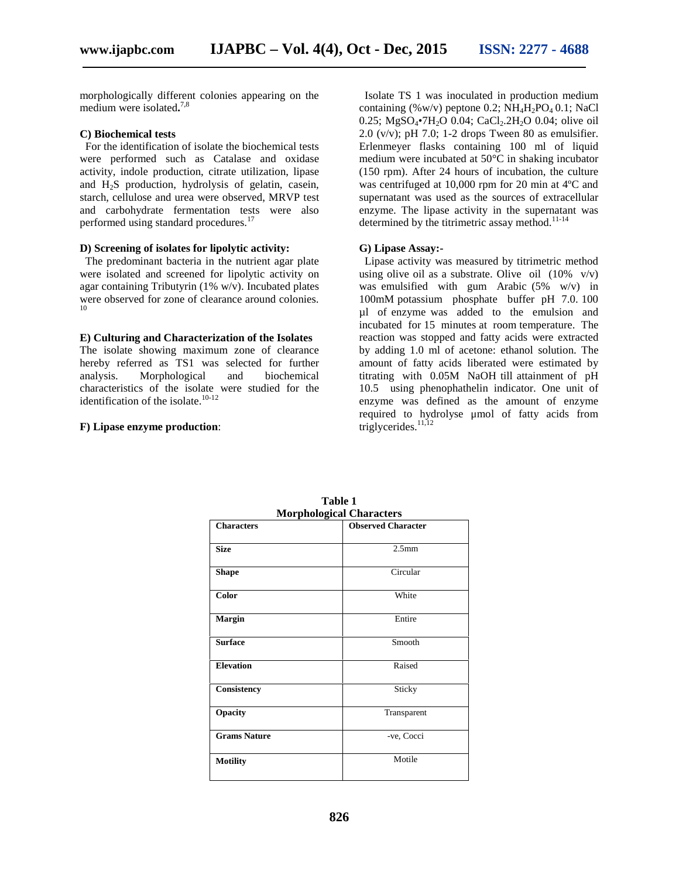morphologically different colonies appearing on the medium were isolated**.**[7,8]

**C) Biochemical tests**

For the identification of isolate the biochemical tests were performed such as Catalase and oxidase activity, indole production, citrate utilization, lipase and $H_2S$ production, hydrolysis of gelatin, casein, starch, cellulose and urea were observed, MRVP test and carbohydrate fermentation tests were also performed using standard procedures.[17]

**D) Screening of isolates for lipolytic activity:**

The predominant bacteria in the nutrient agar plate were isolated and screened for lipolytic activity on agar containing Tributyrin (1% w/v). Incubated plates were observed for zone of clearance around colonies.[10]

**E) Culturing and Characterization of the Isolates**

The isolate showing maximum zone of clearance hereby referred as TS1 was selected for further analysis. Morphological and biochemical characteristics of the isolate were studied for the identification of the isolate.[10-12]

**F) Lipase enzyme production**:

Isolate TS 1 was inoculated in production medium containing (%w/v) peptone 0.2; $NH_4H_2PO_4$ 0.1; NaCl 0.25; $MgSO_4$•$7H_2O$ 0.04; $CaCl_2.2H_2O$ 0.04; olive oil 2.0 (v/v); pH 7.0; 1-2 drops Tween 80 as emulsifier. Erlenmeyer flasks containing 100 ml of liquid medium were incubated at 50°C in shaking incubator (150 rpm). After 24 hours of incubation, the culture was centrifuged at 10,000 rpm for 20 min at 4ºC and supernatant was used as the sources of extracellular enzyme. The lipase activity in the supernatant was determined by the titrimetric assay method.[11-14]

**G) Lipase Assay:-**

Lipase activity was measured by titrimetric method using olive oil as a substrate. Olive oil (10% v/v) was emulsified with gum Arabic (5% w/v) in 100mM potassium phosphate buffer pH 7.0. 100 µl of enzyme was added to the emulsion and incubated for 15 minutes at room temperature. The reaction was stopped and fatty acids were extracted by adding 1.0 ml of acetone: ethanol solution. The amount of fatty acids liberated were estimated by titrating with 0.05M NaOH till attainment of pH 10.5 using phenophathelin indicator. One unit of enzyme was defined as the amount of enzyme required to hydrolyse µmol of fatty acids from triglycerides.[11,12]

**Table 1**
**Morphological Characters**

| Characters | Observed Character |
|---|---|
| **Size** | 2.5mm |
| **Shape** | Circular |
| **Color** | White |
| **Margin** | Entire |
| **Surface** | Smooth |
| **Elevation** | Raised |
| **Consistency** | Sticky |
| **Opacity** | Transparent |
| **Grams Nature** | -ve, Cocci |
| **Motility** | Motile |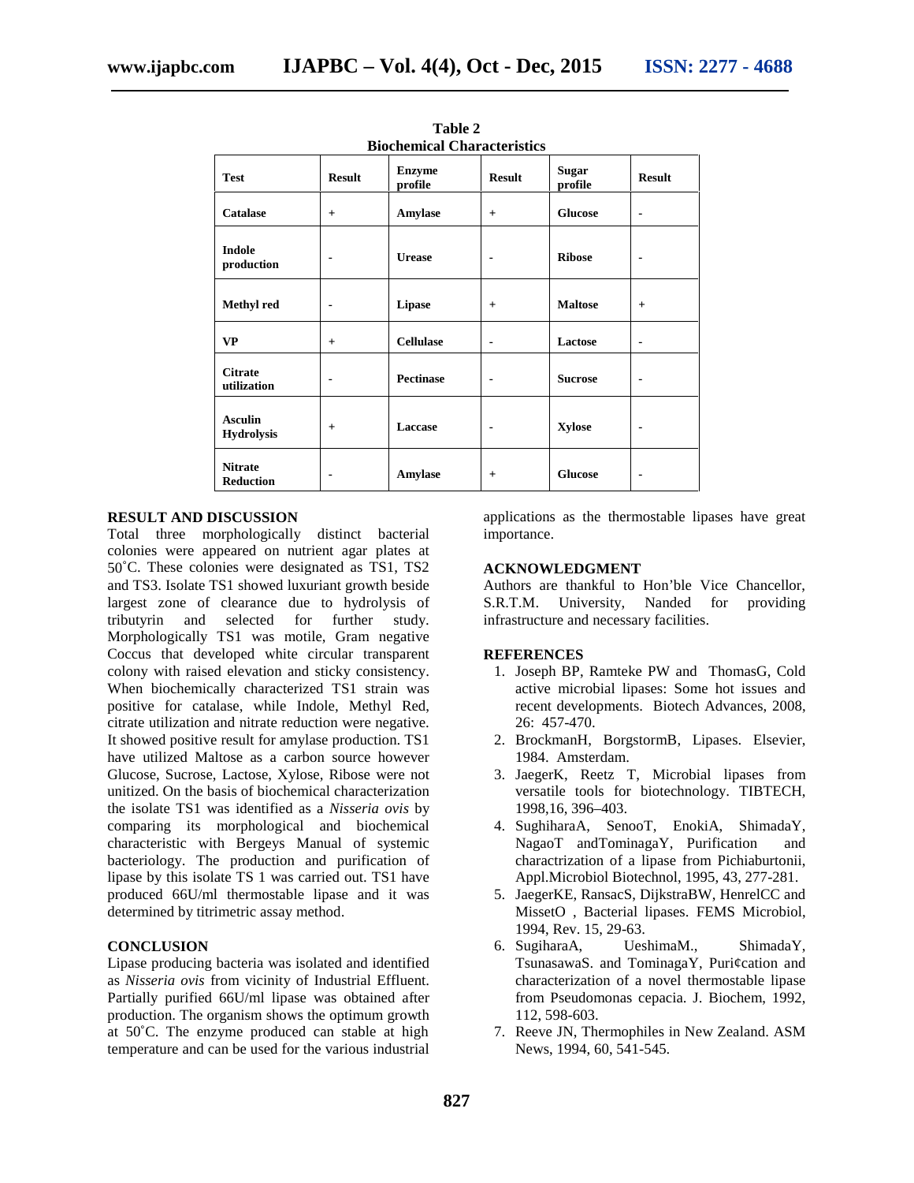**Table 2**
**Biochemical Characteristics**

| Test | Result | Enzyme profile | Result | Sugar profile | Result |
|---|---|---|---|---|---|
| Catalase | + | Amylase | + | Glucose | - |
| Indole production | - | Urease | - | Ribose | - |
| Methyl red | - | Lipase | + | Maltose | + |
| VP | + | Cellulase | - | Lactose | - |
| Citrate utilization | - | Pectinase | - | Sucrose | - |
| Asculin Hydrolysis | + | Laccase | - | Xylose | - |
| Nitrate Reduction | - | Amylase | + | Glucose | - |

## RESULT AND DISCUSSION

Total three morphologically distinct bacterial colonies were appeared on nutrient agar plates at 50˚C. These colonies were designated as TS1, TS2 and TS3. Isolate TS1 showed luxuriant growth beside largest zone of clearance due to hydrolysis of tributyrin and selected for further study. Morphologically TS1 was motile, Gram negative Coccus that developed white circular transparent colony with raised elevation and sticky consistency. When biochemically characterized TS1 strain was positive for catalase, while Indole, Methyl Red, citrate utilization and nitrate reduction were negative. It showed positive result for amylase production. TS1 have utilized Maltose as a carbon source however Glucose, Sucrose, Lactose, Xylose, Ribose were not unitized. On the basis of biochemical characterization the isolate TS1 was identified as a *Nisseria ovis* by comparing its morphological and biochemical characteristic with Bergeys Manual of systemic bacteriology. The production and purification of lipase by this isolate TS 1 was carried out. TS1 have produced 66U/ml thermostable lipase and it was determined by titrimetric assay method.

## CONCLUSION

Lipase producing bacteria was isolated and identified as *Nisseria ovis* from vicinity of Industrial Effluent. Partially purified 66U/ml lipase was obtained after production. The organism shows the optimum growth at 50˚C. The enzyme produced can stable at high temperature and can be used for the various industrial applications as the thermostable lipases have great importance.

## ACKNOWLEDGMENT

Authors are thankful to Hon'ble Vice Chancellor, S.R.T.M. University, Nanded for providing infrastructure and necessary facilities.

## REFERENCES

1. Joseph BP, Ramteke PW and ThomasG, Cold active microbial lipases: Some hot issues and recent developments. Biotech Advances, 2008, 26: 457-470.
2. BrockmanH, BorgstormB, Lipases. Elsevier, 1984. Amsterdam.
3. JaegerK, Reetz T, Microbial lipases from versatile tools for biotechnology. TIBTECH, 1998,16, 396–403.
4. SughiharaA, SenooT, EnokiA, ShimadaY, NagaoT andTominagaY, Purification and charactrization of a lipase from Pichiaburtonii, Appl.Microbiol Biotechnol, 1995, 43, 277-281.
5. JaegerKE, RansacS, DijkstraBW, HenrelCC and MissetO , Bacterial lipases. FEMS Microbiol, 1994, Rev. 15, 29-63.
6. SugiharaA, UeshimaM., ShimadaY, TsunasawaS. and TominagaY, Puri¢cation and characterization of a novel thermostable lipase from Pseudomonas cepacia. J. Biochem, 1992, 112, 598-603.
7. Reeve JN, Thermophiles in New Zealand. ASM News, 1994, 60, 541-545.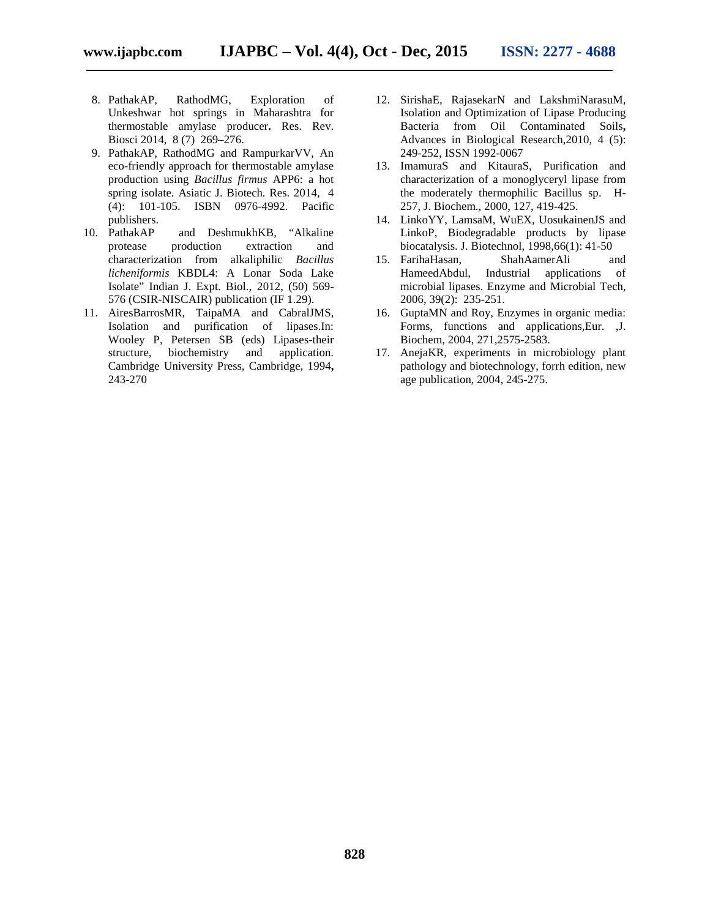8. PathakAP, RathodMG, Exploration of Unkeshwar hot springs in Maharashtra for thermostable amylase producer**.** Res. Rev. Biosci 2014, 8 (7) 269–276.
9. PathakAP, RathodMG and RampurkarVV, An eco-friendly approach for thermostable amylase production using *Bacillus firmus* APP6: a hot spring isolate. Asiatic J. Biotech. Res. 2014, 4 (4): 101-105. ISBN 0976-4992. Pacific publishers.
10. PathakAP and DeshmukhKB, "Alkaline protease production extraction and characterization from alkaliphilic *Bacillus licheniformis* KBDL4: A Lonar Soda Lake Isolate" Indian J. Expt. Biol., 2012, (50) 569-576 (CSIR-NISCAIR) publication (IF 1.29).
11. AiresBarrosMR, TaipaMA and CabralJMS, Isolation and purification of lipases.In: Wooley P, Petersen SB (eds) Lipases-their structure, biochemistry and application. Cambridge University Press, Cambridge, 1994**,** 243-270
12. SirishaE, RajasekarN and LakshmiNarasuM, Isolation and Optimization of Lipase Producing Bacteria from Oil Contaminated Soils**,** Advances in Biological Research,2010, 4 (5): 249-252, ISSN 1992-0067
13. ImamuraS and KitauraS, Purification and characterization of a monoglyceryl lipase from the moderately thermophilic Bacillus sp. H-257, J. Biochem., 2000, 127, 419-425.
14. LinkoYY, LamsaM, WuEX, UosukainenJS and LinkoP, Biodegradable products by lipase biocatalysis. J. Biotechnol, 1998,66(1): 41-50
15. FarihaHasan, ShahAamerAli and HameedAbdul, Industrial applications of microbial lipases. Enzyme and Microbial Tech, 2006, 39(2): 235-251.
16. GuptaMN and Roy, Enzymes in organic media: Forms, functions and applications,Eur. ,J. Biochem, 2004, 271,2575-2583.
17. AnejaKR, experiments in microbiology plant pathology and biotechnology, forrh edition, new age publication, 2004, 245-275.